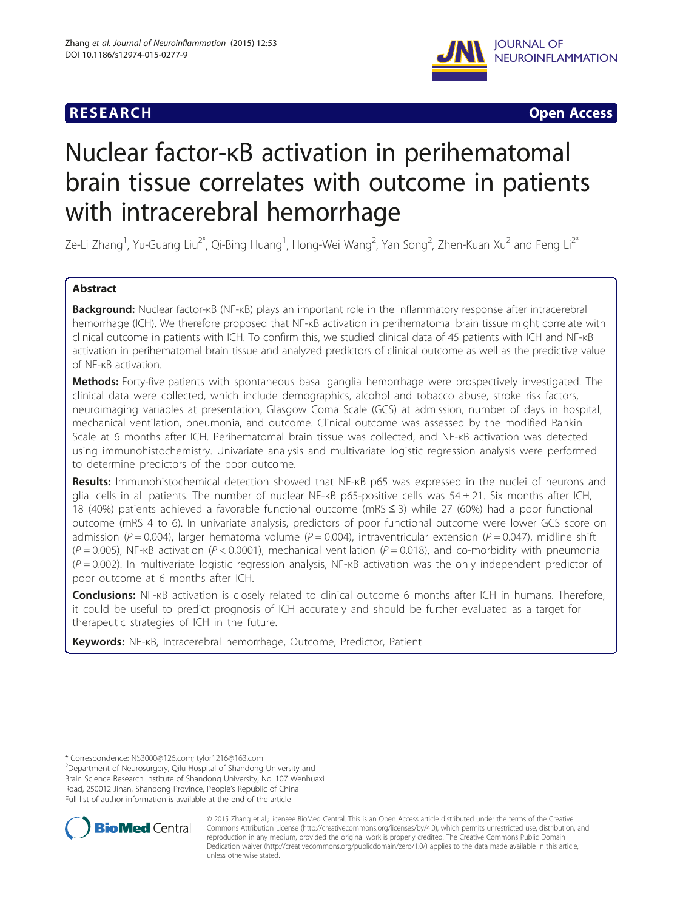RESEARCH Open Access

# Nuclear factor-κB activation in perihematomal brain tissue correlates with outcome in patients with intracerebral hemorrhage

Ze-Li Zhang[1], Yu-Guang Liu[2*], Qi-Bing Huang[1], Hong-Wei Wang[2], Yan Song[2], Zhen-Kuan Xu[2] and Feng Li[2*]

## Abstract

**Background:** Nuclear factor-κB (NF-κB) plays an important role in the inflammatory response after intracerebral hemorrhage (ICH). We therefore proposed that NF-κB activation in perihematomal brain tissue might correlate with clinical outcome in patients with ICH. To confirm this, we studied clinical data of 45 patients with ICH and NF-κB activation in perihematomal brain tissue and analyzed predictors of clinical outcome as well as the predictive value of NF-κB activation.

**Methods:** Forty-five patients with spontaneous basal ganglia hemorrhage were prospectively investigated. The clinical data were collected, which include demographics, alcohol and tobacco abuse, stroke risk factors, neuroimaging variables at presentation, Glasgow Coma Scale (GCS) at admission, number of days in hospital, mechanical ventilation, pneumonia, and outcome. Clinical outcome was assessed by the modified Rankin Scale at 6 months after ICH. Perihematomal brain tissue was collected, and NF-κB activation was detected using immunohistochemistry. Univariate analysis and multivariate logistic regression analysis were performed to determine predictors of the poor outcome.

**Results:** Immunohistochemical detection showed that NF-κB p65 was expressed in the nuclei of neurons and glial cells in all patients. The number of nuclear NF-κB p65-positive cells was 54 ± 21. Six months after ICH, 18 (40%) patients achieved a favorable functional outcome (mRS ≤ 3) while 27 (60%) had a poor functional outcome (mRS 4 to 6). In univariate analysis, predictors of poor functional outcome were lower GCS score on admission ($P = 0.004$), larger hematoma volume ($P = 0.004$), intraventricular extension ($P = 0.047$), midline shift ($P = 0.005$), NF-κB activation ($P < 0.0001$), mechanical ventilation ($P = 0.018$), and co-morbidity with pneumonia ($P = 0.002$). In multivariate logistic regression analysis, NF-κB activation was the only independent predictor of poor outcome at 6 months after ICH.

**Conclusions:** NF-κB activation is closely related to clinical outcome 6 months after ICH in humans. Therefore, it could be useful to predict prognosis of ICH accurately and should be further evaluated as a target for therapeutic strategies of ICH in the future.

**Keywords:** NF-κB, Intracerebral hemorrhage, Outcome, Predictor, Patient

* Correspondence: NS3000@126.com; tylor1216@163.com
[2]Department of Neurosurgery, Qilu Hospital of Shandong University and Brain Science Research Institute of Shandong University, No. 107 Wenhuaxi Road, 250012 Jinan, Shandong Province, People's Republic of China
Full list of author information is available at the end of the article

© 2015 Zhang et al.; licensee BioMed Central. This is an Open Access article distributed under the terms of the Creative Commons Attribution License (http://creativecommons.org/licenses/by/4.0), which permits unrestricted use, distribution, and reproduction in any medium, provided the original work is properly credited. The Creative Commons Public Domain Dedication waiver (http://creativecommons.org/publicdomain/zero/1.0/) applies to the data made available in this article, unless otherwise stated.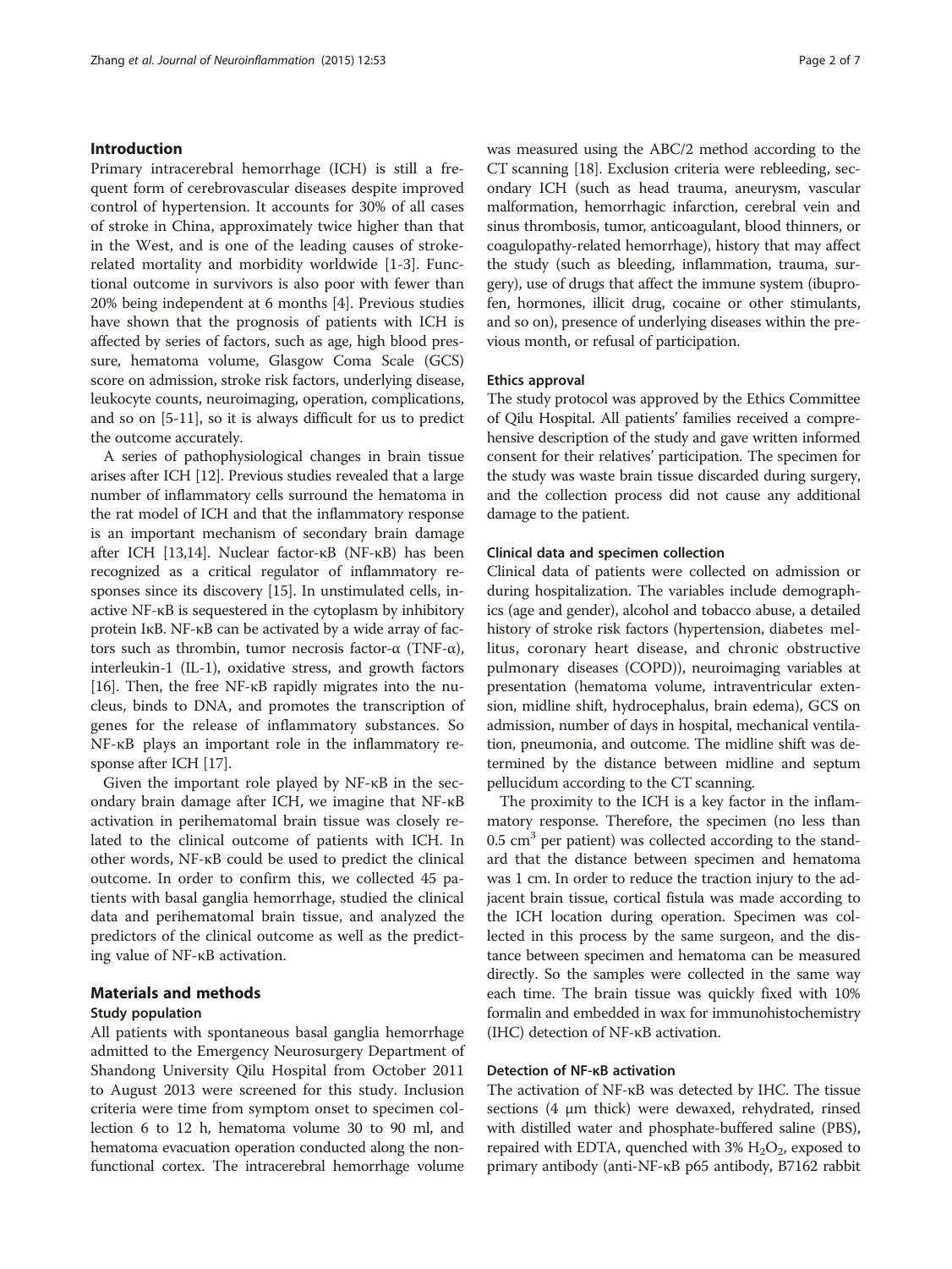## Introduction

Primary intracerebral hemorrhage (ICH) is still a frequent form of cerebrovascular diseases despite improved control of hypertension. It accounts for 30% of all cases of stroke in China, approximately twice higher than that in the West, and is one of the leading causes of stroke-related mortality and morbidity worldwide [1-3]. Functional outcome in survivors is also poor with fewer than 20% being independent at 6 months [4]. Previous studies have shown that the prognosis of patients with ICH is affected by series of factors, such as age, high blood pressure, hematoma volume, Glasgow Coma Scale (GCS) score on admission, stroke risk factors, underlying disease, leukocyte counts, neuroimaging, operation, complications, and so on [5-11], so it is always difficult for us to predict the outcome accurately.

A series of pathophysiological changes in brain tissue arises after ICH [12]. Previous studies revealed that a large number of inflammatory cells surround the hematoma in the rat model of ICH and that the inflammatory response is an important mechanism of secondary brain damage after ICH [13,14]. Nuclear factor-κB (NF-κB) has been recognized as a critical regulator of inflammatory responses since its discovery [15]. In unstimulated cells, inactive NF-κB is sequestered in the cytoplasm by inhibitory protein IκB. NF-κB can be activated by a wide array of factors such as thrombin, tumor necrosis factor-α (TNF-α), interleukin-1 (IL-1), oxidative stress, and growth factors [16]. Then, the free NF-κB rapidly migrates into the nucleus, binds to DNA, and promotes the transcription of genes for the release of inflammatory substances. So NF-κB plays an important role in the inflammatory response after ICH [17].

Given the important role played by NF-κB in the secondary brain damage after ICH, we imagine that NF-κB activation in perihematomal brain tissue was closely related to the clinical outcome of patients with ICH. In other words, NF-κB could be used to predict the clinical outcome. In order to confirm this, we collected 45 patients with basal ganglia hemorrhage, studied the clinical data and perihematomal brain tissue, and analyzed the predictors of the clinical outcome as well as the predicting value of NF-κB activation.

## Materials and methods

### Study population

All patients with spontaneous basal ganglia hemorrhage admitted to the Emergency Neurosurgery Department of Shandong University Qilu Hospital from October 2011 to August 2013 were screened for this study. Inclusion criteria were time from symptom onset to specimen collection 6 to 12 h, hematoma volume 30 to 90 ml, and hematoma evacuation operation conducted along the nonfunctional cortex. The intracerebral hemorrhage volume was measured using the ABC/2 method according to the CT scanning [18]. Exclusion criteria were rebleeding, secondary ICH (such as head trauma, aneurysm, vascular malformation, hemorrhagic infarction, cerebral vein and sinus thrombosis, tumor, anticoagulant, blood thinners, or coagulopathy-related hemorrhage), history that may affect the study (such as bleeding, inflammation, trauma, surgery), use of drugs that affect the immune system (ibuprofen, hormones, illicit drug, cocaine or other stimulants, and so on), presence of underlying diseases within the previous month, or refusal of participation.

### Ethics approval

The study protocol was approved by the Ethics Committee of Qilu Hospital. All patients' families received a comprehensive description of the study and gave written informed consent for their relatives' participation. The specimen for the study was waste brain tissue discarded during surgery, and the collection process did not cause any additional damage to the patient.

### Clinical data and specimen collection

Clinical data of patients were collected on admission or during hospitalization. The variables include demographics (age and gender), alcohol and tobacco abuse, a detailed history of stroke risk factors (hypertension, diabetes mellitus, coronary heart disease, and chronic obstructive pulmonary diseases (COPD)), neuroimaging variables at presentation (hematoma volume, intraventricular extension, midline shift, hydrocephalus, brain edema), GCS on admission, number of days in hospital, mechanical ventilation, pneumonia, and outcome. The midline shift was determined by the distance between midline and septum pellucidum according to the CT scanning.

The proximity to the ICH is a key factor in the inflammatory response. Therefore, the specimen (no less than 0.5 $cm^3$ per patient) was collected according to the standard that the distance between specimen and hematoma was 1 cm. In order to reduce the traction injury to the adjacent brain tissue, cortical fistula was made according to the ICH location during operation. Specimen was collected in this process by the same surgeon, and the distance between specimen and hematoma can be measured directly. So the samples were collected in the same way each time. The brain tissue was quickly fixed with 10% formalin and embedded in wax for immunohistochemistry (IHC) detection of NF-κB activation.

### Detection of NF-κB activation

The activation of NF-κB was detected by IHC. The tissue sections (4 μm thick) were dewaxed, rehydrated, rinsed with distilled water and phosphate-buffered saline (PBS), repaired with EDTA, quenched with 3% $H_2O_2$, exposed to primary antibody (anti-NF-κB p65 antibody, B7162 rabbit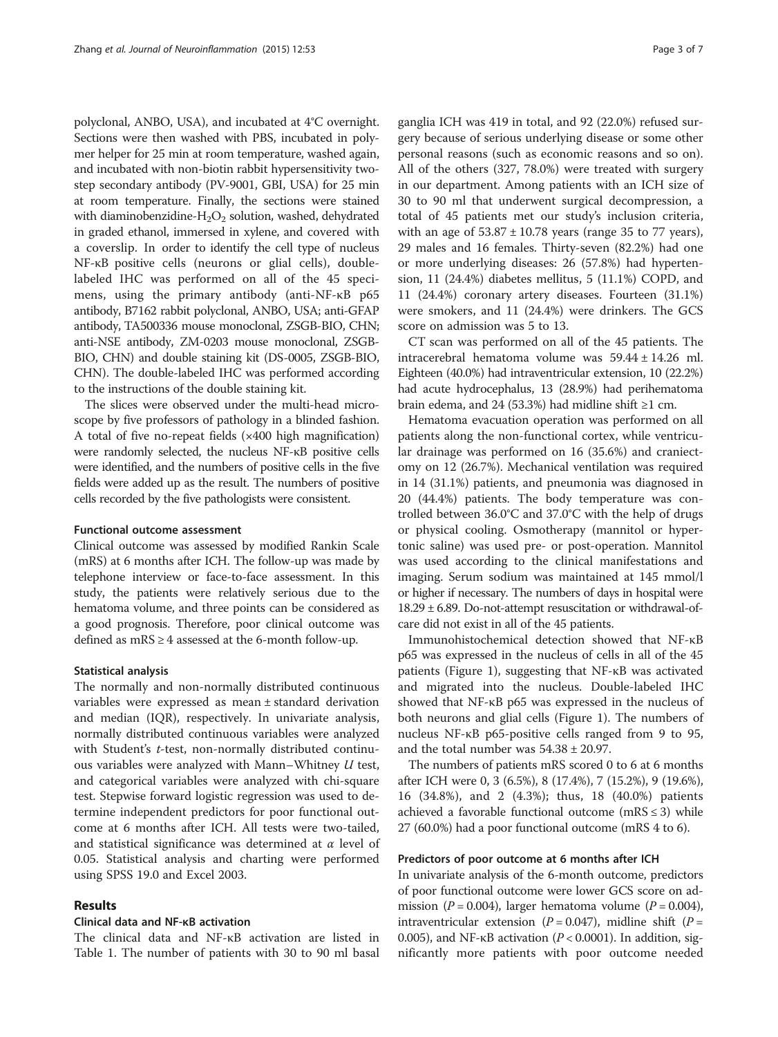polyclonal, ANBO, USA), and incubated at 4°C overnight. Sections were then washed with PBS, incubated in polymer helper for 25 min at room temperature, washed again, and incubated with non-biotin rabbit hypersensitivity two-step secondary antibody (PV-9001, GBI, USA) for 25 min at room temperature. Finally, the sections were stained with diaminobenzidine-$H_2O_2$ solution, washed, dehydrated in graded ethanol, immersed in xylene, and covered with a coverslip. In order to identify the cell type of nucleus NF-κB positive cells (neurons or glial cells), double-labeled IHC was performed on all of the 45 specimens, using the primary antibody (anti-NF-κB p65 antibody, B7162 rabbit polyclonal, ANBO, USA; anti-GFAP antibody, TA500336 mouse monoclonal, ZSGB-BIO, CHN; anti-NSE antibody, ZM-0203 mouse monoclonal, ZSGB-BIO, CHN) and double staining kit (DS-0005, ZSGB-BIO, CHN). The double-labeled IHC was performed according to the instructions of the double staining kit.

The slices were observed under the multi-head microscope by five professors of pathology in a blinded fashion. A total of five no-repeat fields (×400 high magnification) were randomly selected, the nucleus NF-κB positive cells were identified, and the numbers of positive cells in the five fields were added up as the result. The numbers of positive cells recorded by the five pathologists were consistent.

#### Functional outcome assessment

Clinical outcome was assessed by modified Rankin Scale (mRS) at 6 months after ICH. The follow-up was made by telephone interview or face-to-face assessment. In this study, the patients were relatively serious due to the hematoma volume, and three points can be considered as a good prognosis. Therefore, poor clinical outcome was defined as mRS ≥ 4 assessed at the 6-month follow-up.

#### Statistical analysis

The normally and non-normally distributed continuous variables were expressed as mean ± standard derivation and median (IQR), respectively. In univariate analysis, normally distributed continuous variables were analyzed with Student's *t*-test, non-normally distributed continuous variables were analyzed with Mann–Whitney *U* test, and categorical variables were analyzed with chi-square test. Stepwise forward logistic regression was used to determine independent predictors for poor functional outcome at 6 months after ICH. All tests were two-tailed, and statistical significance was determined at $\alpha$ level of 0.05. Statistical analysis and charting were performed using SPSS 19.0 and Excel 2003.

## Results

### Clinical data and NF-κB activation

The clinical data and NF-κB activation are listed in Table 1. The number of patients with 30 to 90 ml basal ganglia ICH was 419 in total, and 92 (22.0%) refused surgery because of serious underlying disease or some other personal reasons (such as economic reasons and so on). All of the others (327, 78.0%) were treated with surgery in our department. Among patients with an ICH size of 30 to 90 ml that underwent surgical decompression, a total of 45 patients met our study's inclusion criteria, with an age of 53.87 ± 10.78 years (range 35 to 77 years), 29 males and 16 females. Thirty-seven (82.2%) had one or more underlying diseases: 26 (57.8%) had hypertension, 11 (24.4%) diabetes mellitus, 5 (11.1%) COPD, and 11 (24.4%) coronary artery diseases. Fourteen (31.1%) were smokers, and 11 (24.4%) were drinkers. The GCS score on admission was 5 to 13.

CT scan was performed on all of the 45 patients. The intracerebral hematoma volume was 59.44 ± 14.26 ml. Eighteen (40.0%) had intraventricular extension, 10 (22.2%) had acute hydrocephalus, 13 (28.9%) had perihematoma brain edema, and 24 (53.3%) had midline shift ≥1 cm.

Hematoma evacuation operation was performed on all patients along the non-functional cortex, while ventricular drainage was performed on 16 (35.6%) and craniectomy on 12 (26.7%). Mechanical ventilation was required in 14 (31.1%) patients, and pneumonia was diagnosed in 20 (44.4%) patients. The body temperature was controlled between 36.0°C and 37.0°C with the help of drugs or physical cooling. Osmotherapy (mannitol or hypertonic saline) was used pre- or post-operation. Mannitol was used according to the clinical manifestations and imaging. Serum sodium was maintained at 145 mmol/l or higher if necessary. The numbers of days in hospital were 18.29 ± 6.89. Do-not-attempt resuscitation or withdrawal-of-care did not exist in all of the 45 patients.

Immunohistochemical detection showed that NF-κB p65 was expressed in the nucleus of cells in all of the 45 patients (Figure 1), suggesting that NF-κB was activated and migrated into the nucleus. Double-labeled IHC showed that NF-κB p65 was expressed in the nucleus of both neurons and glial cells (Figure 1). The numbers of nucleus NF-κB p65-positive cells ranged from 9 to 95, and the total number was 54.38 ± 20.97.

The numbers of patients mRS scored 0 to 6 at 6 months after ICH were 0, 3 (6.5%), 8 (17.4%), 7 (15.2%), 9 (19.6%), 16 (34.8%), and 2 (4.3%); thus, 18 (40.0%) patients achieved a favorable functional outcome (mRS ≤ 3) while 27 (60.0%) had a poor functional outcome (mRS 4 to 6).

### Predictors of poor outcome at 6 months after ICH

In univariate analysis of the 6-month outcome, predictors of poor functional outcome were lower GCS score on admission ($P = 0.004$), larger hematoma volume ($P = 0.004$), intraventricular extension ($P = 0.047$), midline shift ($P = 0.005$), and NF-κB activation ($P < 0.0001$). In addition, significantly more patients with poor outcome needed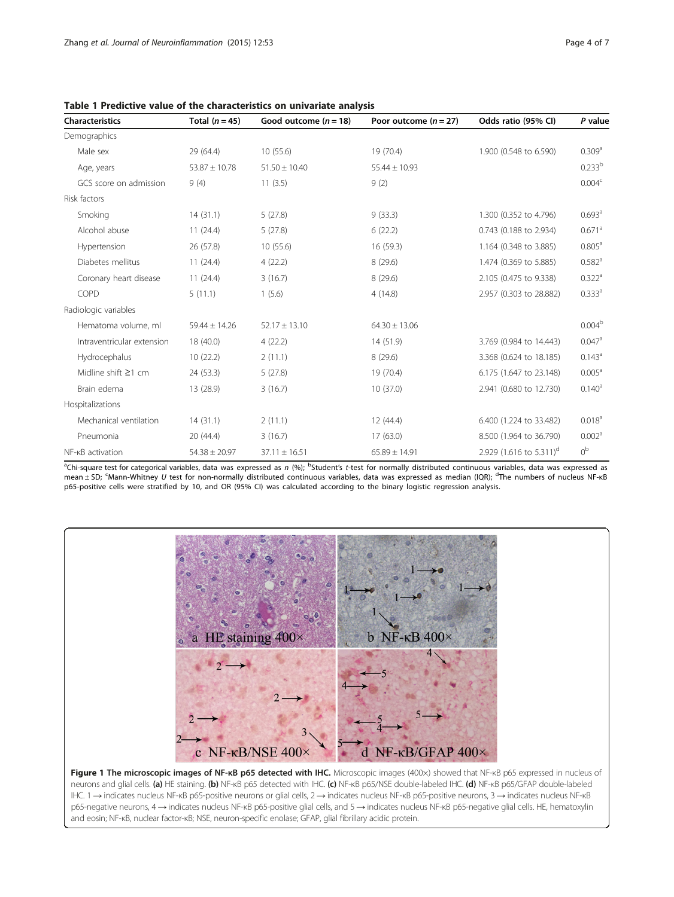**Table 1 Predictive value of the characteristics on univariate analysis**

| Characteristics | Total ($n = 45$) | Good outcome ($n = 18$) | Poor outcome ($n = 27$) | Odds ratio (95% CI) | P value |
|---|---|---|---|---|---|
| Demographics | | | | | |
| Male sex | 29 (64.4) | 10 (55.6) | 19 (70.4) | 1.900 (0.548 to 6.590) | 0.309[a] |
| Age, years | 53.87 ± 10.78 | 51.50 ± 10.40 | 55.44 ± 10.93 | | 0.233[b] |
| GCS score on admission | 9 (4) | 11 (3.5) | 9 (2) | | 0.004[c] |
| Risk factors | | | | | |
| Smoking | 14 (31.1) | 5 (27.8) | 9 (33.3) | 1.300 (0.352 to 4.796) | 0.693[a] |
| Alcohol abuse | 11 (24.4) | 5 (27.8) | 6 (22.2) | 0.743 (0.188 to 2.934) | 0.671[a] |
| Hypertension | 26 (57.8) | 10 (55.6) | 16 (59.3) | 1.164 (0.348 to 3.885) | 0.805[a] |
| Diabetes mellitus | 11 (24.4) | 4 (22.2) | 8 (29.6) | 1.474 (0.369 to 5.885) | 0.582[a] |
| Coronary heart disease | 11 (24.4) | 3 (16.7) | 8 (29.6) | 2.105 (0.475 to 9.338) | 0.322[a] |
| COPD | 5 (11.1) | 1 (5.6) | 4 (14.8) | 2.957 (0.303 to 28.882) | 0.333[a] |
| Radiologic variables | | | | | |
| Hematoma volume, ml | 59.44 ± 14.26 | 52.17 ± 13.10 | 64.30 ± 13.06 | | 0.004[b] |
| Intraventricular extension | 18 (40.0) | 4 (22.2) | 14 (51.9) | 3.769 (0.984 to 14.443) | 0.047[a] |
| Hydrocephalus | 10 (22.2) | 2 (11.1) | 8 (29.6) | 3.368 (0.624 to 18.185) | 0.143[a] |
| Midline shift ≥1 cm | 24 (53.3) | 5 (27.8) | 19 (70.4) | 6.175 (1.647 to 23.148) | 0.005[a] |
| Brain edema | 13 (28.9) | 3 (16.7) | 10 (37.0) | 2.941 (0.680 to 12.730) | 0.140[a] |
| Hospitalizations | | | | | |
| Mechanical ventilation | 14 (31.1) | 2 (11.1) | 12 (44.4) | 6.400 (1.224 to 33.482) | 0.018[a] |
| Pneumonia | 20 (44.4) | 3 (16.7) | 17 (63.0) | 8.500 (1.964 to 36.790) | 0.002[a] |
| NF-κB activation | 54.38 ± 20.97 | 37.11 ± 16.51 | 65.89 ± 14.91 | 2.929 (1.616 to 5.311)[d] | 0[b] |

[a]Chi-square test for categorical variables, data was expressed as *n* (%); [b]Student's *t*-test for normally distributed continuous variables, data was expressed as mean ± SD; [c]Mann-Whitney *U* test for non-normally distributed continuous variables, data was expressed as median (IQR); [d]The numbers of nucleus NF-κB p65-positive cells were stratified by 10, and OR (95% CI) was calculated according to the binary logistic regression analysis.

**Figure 1 The microscopic images of NF-κB p65 detected with IHC.** Microscopic images (400×) showed that NF-κB p65 expressed in nucleus of neurons and glial cells. **(a)** HE staining. **(b)** NF-κB p65 detected with IHC. **(c)** NF-κB p65/NSE double-labeled IHC. **(d)** NF-κB p65/GFAP double-labeled IHC. 1 → indicates nucleus NF-κB p65-positive neurons or glial cells, 2 → indicates nucleus NF-κB p65-positive neurons, 3 → indicates nucleus NF-κB p65-negative neurons, 4 → indicates nucleus NF-κB p65-positive glial cells, and 5 → indicates nucleus NF-κB p65-negative glial cells. HE, hematoxylin and eosin; NF-κB, nuclear factor-κB; NSE, neuron-specific enolase; GFAP, glial fibrillary acidic protein.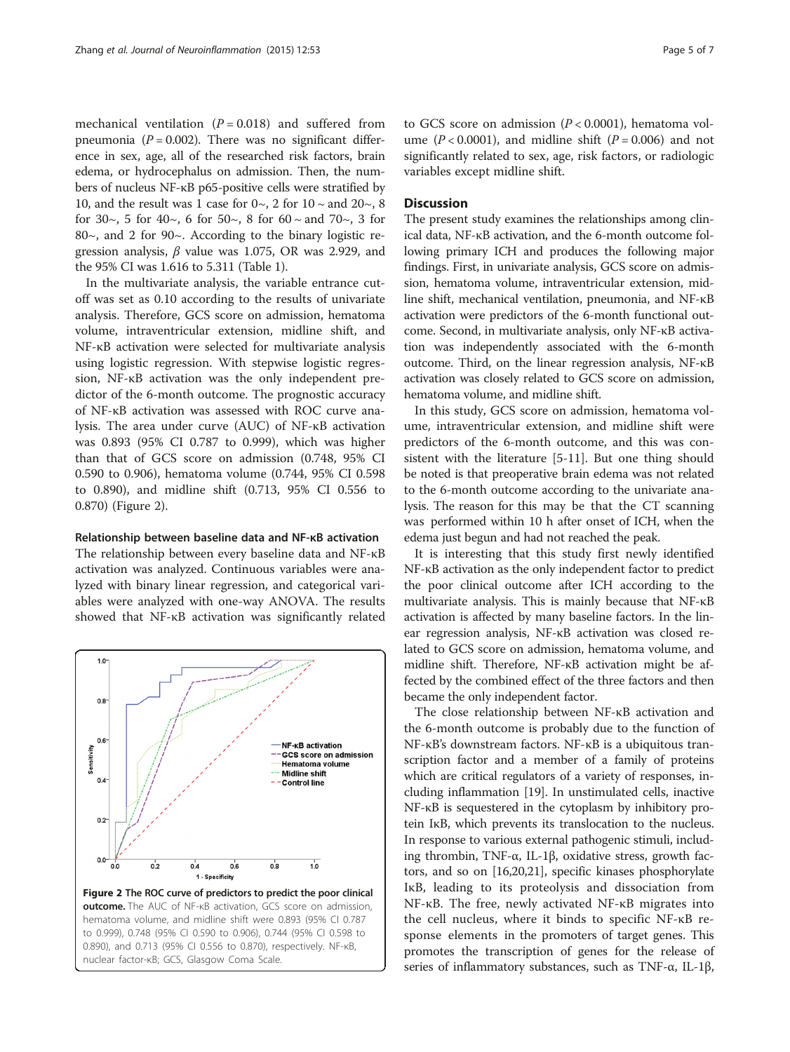mechanical ventilation ($P = 0.018$) and suffered from pneumonia ($P = 0.002$). There was no significant difference in sex, age, all of the researched risk factors, brain edema, or hydrocephalus on admission. Then, the numbers of nucleus NF-κB p65-positive cells were stratified by 10, and the result was 1 case for 0~, 2 for 10 ~ and 20~, 8 for 30~, 5 for 40~, 6 for 50~, 8 for 60 ~ and 70~, 3 for 80~, and 2 for 90~. According to the binary logistic regression analysis, $\beta$ value was 1.075, OR was 2.929, and the 95% CI was 1.616 to 5.311 (Table 1).

In the multivariate analysis, the variable entrance cutoff was set as 0.10 according to the results of univariate analysis. Therefore, GCS score on admission, hematoma volume, intraventricular extension, midline shift, and NF-κB activation were selected for multivariate analysis using logistic regression. With stepwise logistic regression, NF-κB activation was the only independent predictor of the 6-month outcome. The prognostic accuracy of NF-κB activation was assessed with ROC curve analysis. The area under curve (AUC) of NF-κB activation was 0.893 (95% CI 0.787 to 0.999), which was higher than that of GCS score on admission (0.748, 95% CI 0.590 to 0.906), hematoma volume (0.744, 95% CI 0.598 to 0.890), and midline shift (0.713, 95% CI 0.556 to 0.870) (Figure 2).

### Relationship between baseline data and NF-κB activation

The relationship between every baseline data and NF-κB activation was analyzed. Continuous variables were analyzed with binary linear regression, and categorical variables were analyzed with one-way ANOVA. The results showed that NF-κB activation was significantly related to GCS score on admission ($P < 0.0001$), hematoma volume ($P < 0.0001$), and midline shift ($P = 0.006$) and not significantly related to sex, age, risk factors, or radiologic variables except midline shift.

**Figure 2 The ROC curve of predictors to predict the poor clinical outcome.** The AUC of NF-κB activation, GCS score on admission, hematoma volume, and midline shift were 0.893 (95% CI 0.787 to 0.999), 0.748 (95% CI 0.590 to 0.906), 0.744 (95% CI 0.598 to 0.890), and 0.713 (95% CI 0.556 to 0.870), respectively. NF-κB, nuclear factor-κB; GCS, Glasgow Coma Scale.

## Discussion

The present study examines the relationships among clinical data, NF-κB activation, and the 6-month outcome following primary ICH and produces the following major findings. First, in univariate analysis, GCS score on admission, hematoma volume, intraventricular extension, midline shift, mechanical ventilation, pneumonia, and NF-κB activation were predictors of the 6-month functional outcome. Second, in multivariate analysis, only NF-κB activation was independently associated with the 6-month outcome. Third, on the linear regression analysis, NF-κB activation was closely related to GCS score on admission, hematoma volume, and midline shift.

In this study, GCS score on admission, hematoma volume, intraventricular extension, and midline shift were predictors of the 6-month outcome, and this was consistent with the literature [5-11]. But one thing should be noted is that preoperative brain edema was not related to the 6-month outcome according to the univariate analysis. The reason for this may be that the CT scanning was performed within 10 h after onset of ICH, when the edema just begun and had not reached the peak.

It is interesting that this study first newly identified NF-κB activation as the only independent factor to predict the poor clinical outcome after ICH according to the multivariate analysis. This is mainly because that NF-κB activation is affected by many baseline factors. In the linear regression analysis, NF-κB activation was closed related to GCS score on admission, hematoma volume, and midline shift. Therefore, NF-κB activation might be affected by the combined effect of the three factors and then became the only independent factor.

The close relationship between NF-κB activation and the 6-month outcome is probably due to the function of NF-κB's downstream factors. NF-κB is a ubiquitous transcription factor and a member of a family of proteins which are critical regulators of a variety of responses, including inflammation [19]. In unstimulated cells, inactive NF-κB is sequestered in the cytoplasm by inhibitory protein IκB, which prevents its translocation to the nucleus. In response to various external pathogenic stimuli, including thrombin, TNF-α, IL-1β, oxidative stress, growth factors, and so on [16,20,21], specific kinases phosphorylate IκB, leading to its proteolysis and dissociation from NF-κB. The free, newly activated NF-κB migrates into the cell nucleus, where it binds to specific NF-κB response elements in the promoters of target genes. This promotes the transcription of genes for the release of series of inflammatory substances, such as TNF-α, IL-1β,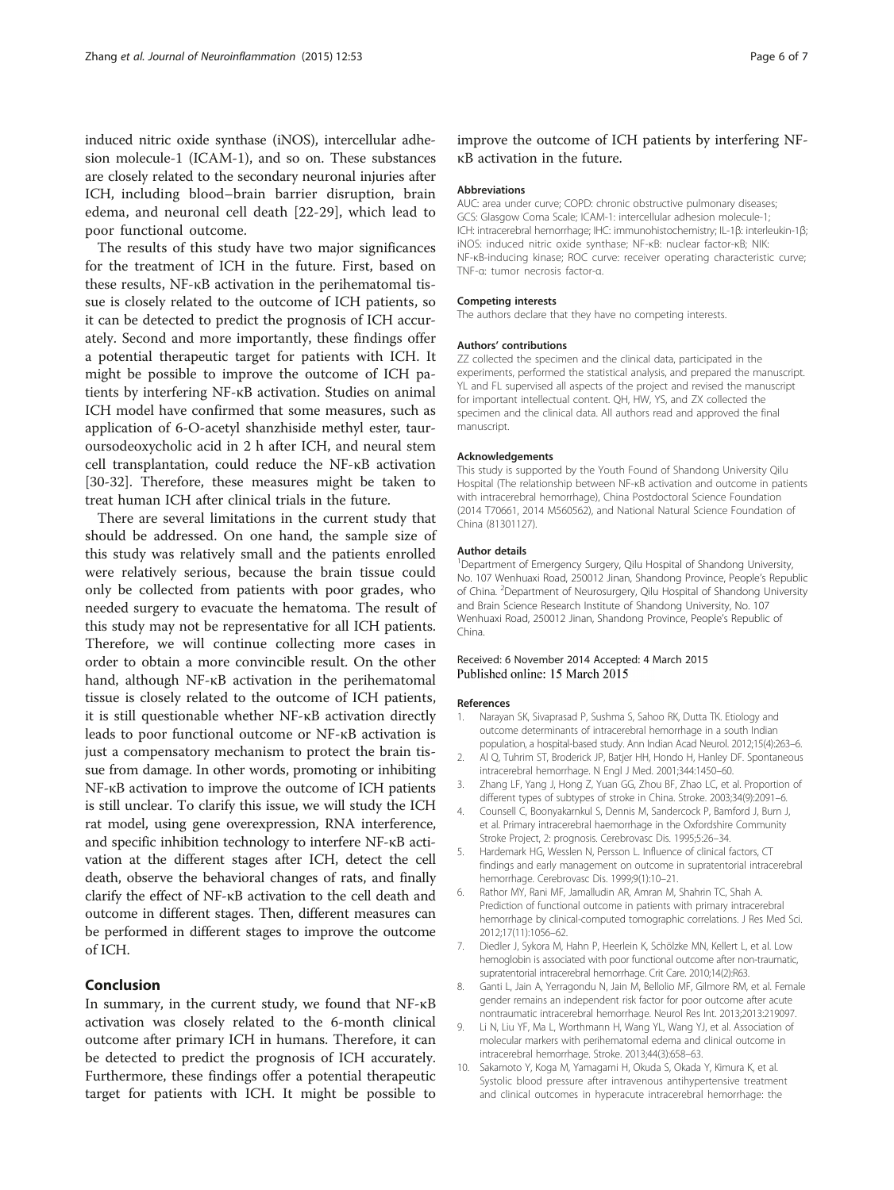induced nitric oxide synthase (iNOS), intercellular adhesion molecule-1 (ICAM-1), and so on. These substances are closely related to the secondary neuronal injuries after ICH, including blood–brain barrier disruption, brain edema, and neuronal cell death [22-29], which lead to poor functional outcome.

The results of this study have two major significances for the treatment of ICH in the future. First, based on these results, NF-κB activation in the perihematomal tissue is closely related to the outcome of ICH patients, so it can be detected to predict the prognosis of ICH accurately. Second and more importantly, these findings offer a potential therapeutic target for patients with ICH. It might be possible to improve the outcome of ICH patients by interfering NF-κB activation. Studies on animal ICH model have confirmed that some measures, such as application of 6-O-acetyl shanzhiside methyl ester, tauroursodeoxycholic acid in 2 h after ICH, and neural stem cell transplantation, could reduce the NF-κB activation [30-32]. Therefore, these measures might be taken to treat human ICH after clinical trials in the future.

There are several limitations in the current study that should be addressed. On one hand, the sample size of this study was relatively small and the patients enrolled were relatively serious, because the brain tissue could only be collected from patients with poor grades, who needed surgery to evacuate the hematoma. The result of this study may not be representative for all ICH patients. Therefore, we will continue collecting more cases in order to obtain a more convincible result. On the other hand, although NF-κB activation in the perihematomal tissue is closely related to the outcome of ICH patients, it is still questionable whether NF-κB activation directly leads to poor functional outcome or NF-κB activation is just a compensatory mechanism to protect the brain tissue from damage. In other words, promoting or inhibiting NF-κB activation to improve the outcome of ICH patients is still unclear. To clarify this issue, we will study the ICH rat model, using gene overexpression, RNA interference, and specific inhibition technology to interfere NF-κB activation at the different stages after ICH, detect the cell death, observe the behavioral changes of rats, and finally clarify the effect of NF-κB activation to the cell death and outcome in different stages. Then, different measures can be performed in different stages to improve the outcome of ICH.

## Conclusion

In summary, in the current study, we found that NF-κB activation was closely related to the 6-month clinical outcome after primary ICH in humans. Therefore, it can be detected to predict the prognosis of ICH accurately. Furthermore, these findings offer a potential therapeutic target for patients with ICH. It might be possible to improve the outcome of ICH patients by interfering NF-κB activation in the future.

#### Abbreviations

AUC: area under curve; COPD: chronic obstructive pulmonary diseases; GCS: Glasgow Coma Scale; ICAM-1: intercellular adhesion molecule-1; ICH: intracerebral hemorrhage; IHC: immunohistochemistry; IL-1β: interleukin-1β; iNOS: induced nitric oxide synthase; NF-κB: nuclear factor-κB; NIK: NF-κB-inducing kinase; ROC curve: receiver operating characteristic curve; TNF-α: tumor necrosis factor-α.

#### Competing interests

The authors declare that they have no competing interests.

#### Authors' contributions

ZZ collected the specimen and the clinical data, participated in the experiments, performed the statistical analysis, and prepared the manuscript. YL and FL supervised all aspects of the project and revised the manuscript for important intellectual content. QH, HW, YS, and ZX collected the specimen and the clinical data. All authors read and approved the final manuscript.

#### Acknowledgements

This study is supported by the Youth Found of Shandong University Qilu Hospital (The relationship between NF-κB activation and outcome in patients with intracerebral hemorrhage), China Postdoctoral Science Foundation (2014 T70661, 2014 M560562), and National Natural Science Foundation of China (81301127).

#### Author details

[1]Department of Emergency Surgery, Qilu Hospital of Shandong University, No. 107 Wenhuaxi Road, 250012 Jinan, Shandong Province, People's Republic of China. [2]Department of Neurosurgery, Qilu Hospital of Shandong University and Brain Science Research Institute of Shandong University, No. 107 Wenhuaxi Road, 250012 Jinan, Shandong Province, People's Republic of China.

Received: 6 November 2014 Accepted: 4 March 2015
Published online: 15 March 2015

#### References

1. Narayan SK, Sivaprasad P, Sushma S, Sahoo RK, Dutta TK. Etiology and outcome determinants of intracerebral hemorrhage in a south Indian population, a hospital-based study. Ann Indian Acad Neurol. 2012;15(4):263–6.
2. Al Q, Tuhrim ST, Broderick JP, Batjer HH, Hondo H, Hanley DF. Spontaneous intracerebral hemorrhage. N Engl J Med. 2001;344:1450–60.
3. Zhang LF, Yang J, Hong Z, Yuan GG, Zhou BF, Zhao LC, et al. Proportion of different types of subtypes of stroke in China. Stroke. 2003;34(9):2091–6.
4. Counsell C, Boonyakarnkul S, Dennis M, Sandercock P, Bamford J, Burn J, et al. Primary intracerebral haemorrhage in the Oxfordshire Community Stroke Project, 2: prognosis. Cerebrovasc Dis. 1995;5:26–34.
5. Hardemark HG, Wesslen N, Persson L. Influence of clinical factors, CT findings and early management on outcome in supratentorial intracerebral hemorrhage. Cerebrovasc Dis. 1999;9(1):10–21.
6. Rathor MY, Rani MF, Jamalludin AR, Amran M, Shahrin TC, Shah A. Prediction of functional outcome in patients with primary intracerebral hemorrhage by clinical-computed tomographic correlations. J Res Med Sci. 2012;17(11):1056–62.
7. Diedler J, Sykora M, Hahn P, Heerlein K, Schölzke MN, Kellert L, et al. Low hemoglobin is associated with poor functional outcome after non-traumatic, supratentorial intracerebral hemorrhage. Crit Care. 2010;14(2):R63.
8. Ganti L, Jain A, Yerragondu N, Jain M, Bellolio MF, Gilmore RM, et al. Female gender remains an independent risk factor for poor outcome after acute nontraumatic intracerebral hemorrhage. Neurol Res Int. 2013;2013:219097.
9. Li N, Liu YF, Ma L, Worthmann H, Wang YL, Wang YJ, et al. Association of molecular markers with perihematomal edema and clinical outcome in intracerebral hemorrhage. Stroke. 2013;44(3):658–63.
10. Sakamoto Y, Koga M, Yamagami H, Okuda S, Okada Y, Kimura K, et al. Systolic blood pressure after intravenous antihypertensive treatment and clinical outcomes in hyperacute intracerebral hemorrhage: the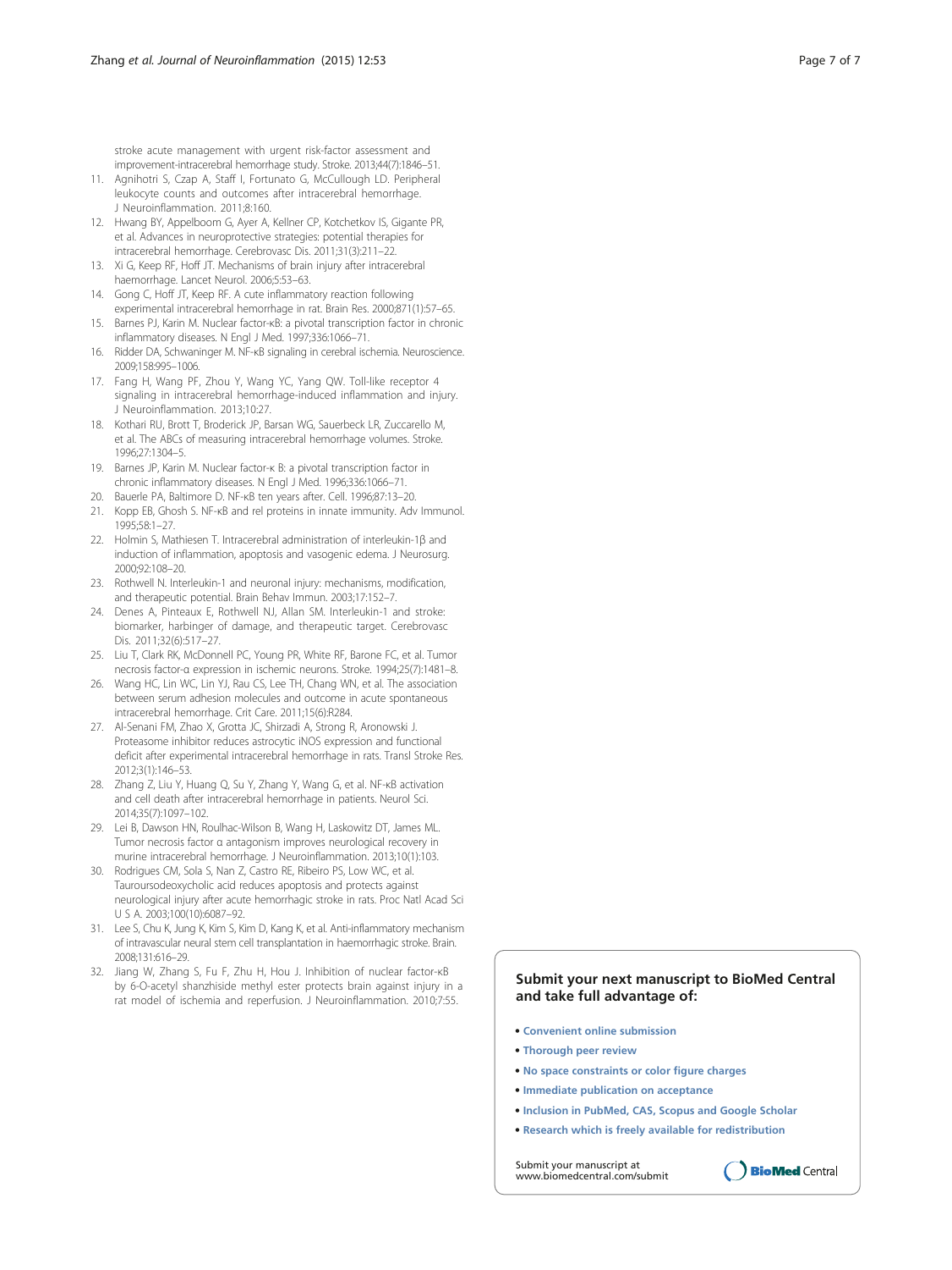stroke acute management with urgent risk-factor assessment and improvement-intracerebral hemorrhage study. Stroke. 2013;44(7):1846–51.

11. Agnihotri S, Czap A, Staff I, Fortunato G, McCullough LD. Peripheral leukocyte counts and outcomes after intracerebral hemorrhage. J Neuroinflammation. 2011;8:160.
12. Hwang BY, Appelboom G, Ayer A, Kellner CP, Kotchetkov IS, Gigante PR, et al. Advances in neuroprotective strategies: potential therapies for intracerebral hemorrhage. Cerebrovasc Dis. 2011;31(3):211–22.
13. Xi G, Keep RF, Hoff JT. Mechanisms of brain injury after intracerebral haemorrhage. Lancet Neurol. 2006;5:53–63.
14. Gong C, Hoff JT, Keep RF. A cute inflammatory reaction following experimental intracerebral hemorrhage in rat. Brain Res. 2000;871(1):57–65.
15. Barnes PJ, Karin M. Nuclear factor-κB: a pivotal transcription factor in chronic inflammatory diseases. N Engl J Med. 1997;336:1066–71.
16. Ridder DA, Schwaninger M. NF-κB signaling in cerebral ischemia. Neuroscience. 2009;158:995–1006.
17. Fang H, Wang PF, Zhou Y, Wang YC, Yang QW. Toll-like receptor 4 signaling in intracerebral hemorrhage-induced inflammation and injury. J Neuroinflammation. 2013;10:27.
18. Kothari RU, Brott T, Broderick JP, Barsan WG, Sauerbeck LR, Zuccarello M, et al. The ABCs of measuring intracerebral hemorrhage volumes. Stroke. 1996;27:1304–5.
19. Barnes JP, Karin M. Nuclear factor-κ B: a pivotal transcription factor in chronic inflammatory diseases. N Engl J Med. 1996;336:1066–71.
20. Bauerle PA, Baltimore D. NF-κB ten years after. Cell. 1996;87:13–20.
21. Kopp EB, Ghosh S. NF-κB and rel proteins in innate immunity. Adv Immunol. 1995;58:1–27.
22. Holmin S, Mathiesen T. Intracerebral administration of interleukin-1β and induction of inflammation, apoptosis and vasogenic edema. J Neurosurg. 2000;92:108–20.
23. Rothwell N. Interleukin-1 and neuronal injury: mechanisms, modification, and therapeutic potential. Brain Behav Immun. 2003;17:152–7.
24. Denes A, Pinteaux E, Rothwell NJ, Allan SM. Interleukin-1 and stroke: biomarker, harbinger of damage, and therapeutic target. Cerebrovasc Dis. 2011;32(6):517–27.
25. Liu T, Clark RK, McDonnell PC, Young PR, White RF, Barone FC, et al. Tumor necrosis factor-α expression in ischemic neurons. Stroke. 1994;25(7):1481–8.
26. Wang HC, Lin WC, Lin YJ, Rau CS, Lee TH, Chang WN, et al. The association between serum adhesion molecules and outcome in acute spontaneous intracerebral hemorrhage. Crit Care. 2011;15(6):R284.
27. Al-Senani FM, Zhao X, Grotta JC, Shirzadi A, Strong R, Aronowski J. Proteasome inhibitor reduces astrocytic iNOS expression and functional deficit after experimental intracerebral hemorrhage in rats. Transl Stroke Res. 2012;3(1):146–53.
28. Zhang Z, Liu Y, Huang Q, Su Y, Zhang Y, Wang G, et al. NF-κB activation and cell death after intracerebral hemorrhage in patients. Neurol Sci. 2014;35(7):1097–102.
29. Lei B, Dawson HN, Roulhac-Wilson B, Wang H, Laskowitz DT, James ML. Tumor necrosis factor α antagonism improves neurological recovery in murine intracerebral hemorrhage. J Neuroinflammation. 2013;10(1):103.
30. Rodrigues CM, Sola S, Nan Z, Castro RE, Ribeiro PS, Low WC, et al. Tauroursodeoxycholic acid reduces apoptosis and protects against neurological injury after acute hemorrhagic stroke in rats. Proc Natl Acad Sci U S A. 2003;100(10):6087–92.
31. Lee S, Chu K, Jung K, Kim S, Kim D, Kang K, et al. Anti-inflammatory mechanism of intravascular neural stem cell transplantation in haemorrhagic stroke. Brain. 2008;131:616–29.
32. Jiang W, Zhang S, Fu F, Zhu H, Hou J. Inhibition of nuclear factor-κB by 6-O-acetyl shanzhiside methyl ester protects brain against injury in a rat model of ischemia and reperfusion. J Neuroinflammation. 2010;7:55.

**Submit your next manuscript to BioMed Central and take full advantage of:**

- **Convenient online submission**
- **Thorough peer review**
- **No space constraints or color figure charges**
- **Immediate publication on acceptance**
- **Inclusion in PubMed, CAS, Scopus and Google Scholar**
- **Research which is freely available for redistribution**

Submit your manuscript at
www.biomedcentral.com/submit

BioMed Central